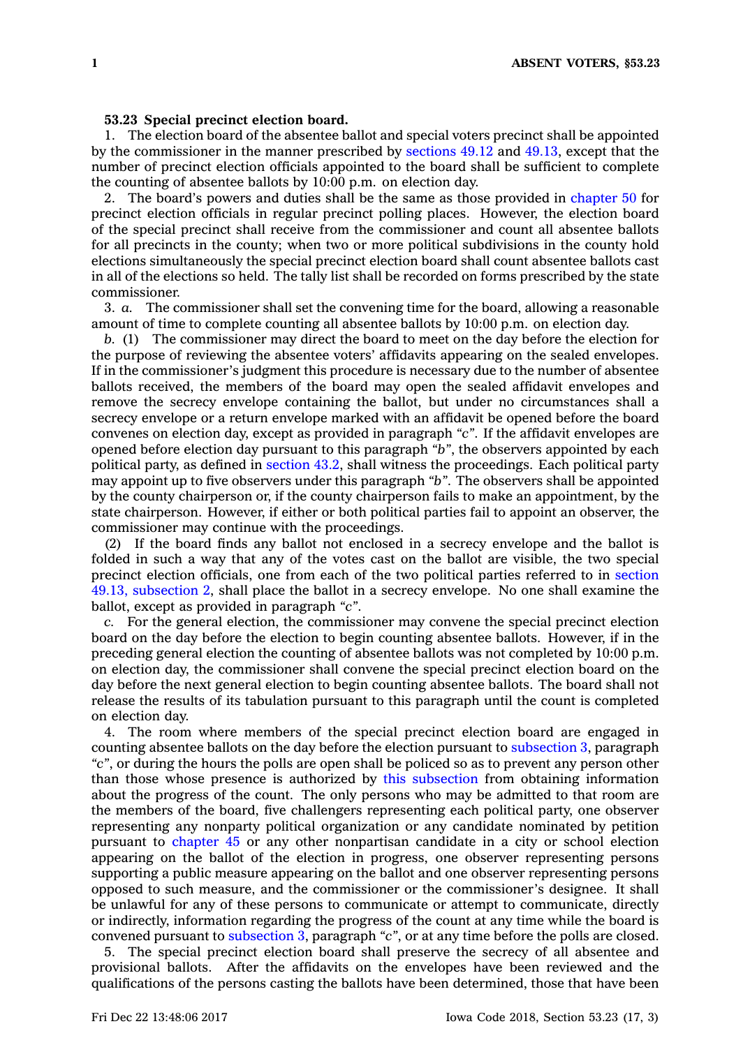**53.23 Special precinct election board.**

1. The election board of the absentee ballot and special voters precinct shall be appointed by the commissioner in the manner prescribed by sections 49.12 and 49.13, except that the number of precinct election officials appointed to the board shall be sufficient to complete the counting of absentee ballots by 10:00 p.m. on election day.

2. The board's powers and duties shall be the same as those provided in chapter 50 for precinct election officials in regular precinct polling places. However, the election board of the special precinct shall receive from the commissioner and count all absentee ballots for all precincts in the county; when two or more political subdivisions in the county hold elections simultaneously the special precinct election board shall count absentee ballots cast in all of the elections so held. The tally list shall be recorded on forms prescribed by the state commissioner.

3. *a.* The commissioner shall set the convening time for the board, allowing a reasonable amount of time to complete counting all absentee ballots by 10:00 p.m. on election day.

*b.* (1) The commissioner may direct the board to meet on the day before the election for the purpose of reviewing the absentee voters' affidavits appearing on the sealed envelopes. If in the commissioner's judgment this procedure is necessary due to the number of absentee ballots received, the members of the board may open the sealed affidavit envelopes and remove the secrecy envelope containing the ballot, but under no circumstances shall a secrecy envelope or a return envelope marked with an affidavit be opened before the board convenes on election day, except as provided in paragraph *"c"*. If the affidavit envelopes are opened before election day pursuant to this paragraph *"b"*, the observers appointed by each political party, as defined in section 43.2, shall witness the proceedings. Each political party may appoint up to five observers under this paragraph *"b"*. The observers shall be appointed by the county chairperson or, if the county chairperson fails to make an appointment, by the state chairperson. However, if either or both political parties fail to appoint an observer, the commissioner may continue with the proceedings.

(2) If the board finds any ballot not enclosed in a secrecy envelope and the ballot is folded in such a way that any of the votes cast on the ballot are visible, the two special precinct election officials, one from each of the two political parties referred to in section 49.13, subsection 2, shall place the ballot in a secrecy envelope. No one shall examine the ballot, except as provided in paragraph *"c"*.

*c.* For the general election, the commissioner may convene the special precinct election board on the day before the election to begin counting absentee ballots. However, if in the preceding general election the counting of absentee ballots was not completed by 10:00 p.m. on election day, the commissioner shall convene the special precinct election board on the day before the next general election to begin counting absentee ballots. The board shall not release the results of its tabulation pursuant to this paragraph until the count is completed on election day.

4. The room where members of the special precinct election board are engaged in counting absentee ballots on the day before the election pursuant to subsection 3, paragraph *"c"*, or during the hours the polls are open shall be policed so as to prevent any person other than those whose presence is authorized by this subsection from obtaining information about the progress of the count. The only persons who may be admitted to that room are the members of the board, five challengers representing each political party, one observer representing any nonparty political organization or any candidate nominated by petition pursuant to chapter 45 or any other nonpartisan candidate in a city or school election appearing on the ballot of the election in progress, one observer representing persons supporting a public measure appearing on the ballot and one observer representing persons opposed to such measure, and the commissioner or the commissioner's designee. It shall be unlawful for any of these persons to communicate or attempt to communicate, directly or indirectly, information regarding the progress of the count at any time while the board is convened pursuant to subsection 3, paragraph *"c"*, or at any time before the polls are closed.

5. The special precinct election board shall preserve the secrecy of all absentee and provisional ballots. After the affidavits on the envelopes have been reviewed and the qualifications of the persons casting the ballots have been determined, those that have been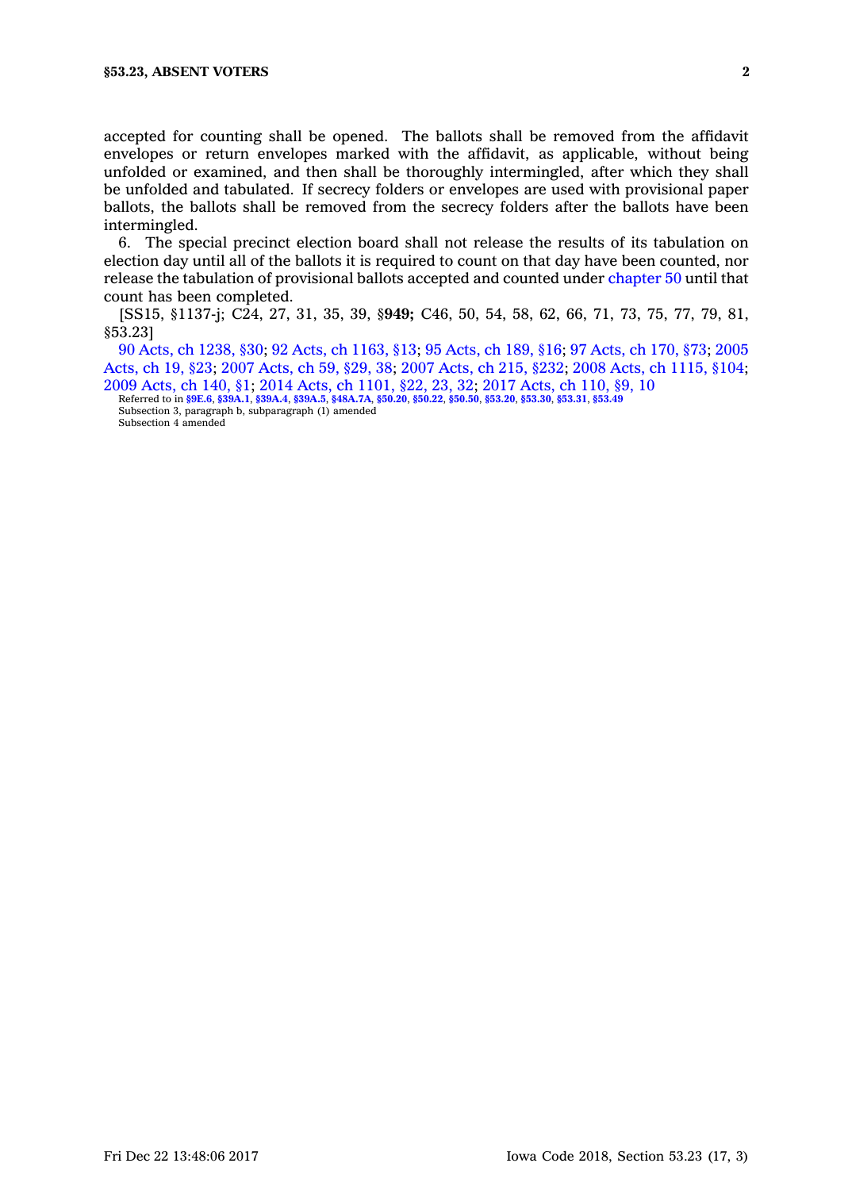accepted for counting shall be opened. The ballots shall be removed from the affidavit envelopes or return envelopes marked with the affidavit, as applicable, without being unfolded or examined, and then shall be thoroughly intermingled, after which they shall be unfolded and tabulated. If secrecy folders or envelopes are used with provisional paper ballots, the ballots shall be removed from the secrecy folders after the ballots have been intermingled.

6. The special precinct election board shall not release the results of its tabulation on election day until all of the ballots it is required to count on that day have been counted, nor release the tabulation of provisional ballots accepted and counted under chapter 50 until that count has been completed.

[SS15, §1137-j; C24, 27, 31, 35, 39, §**949;** C46, 50, 54, 58, 62, 66, 71, 73, 75, 77, 79, 81, §53.23]

90 Acts, ch 1238, §30; 92 Acts, ch 1163, §13; 95 Acts, ch 189, §16; 97 Acts, ch 170, §73; 2005 Acts, ch 19, §23; 2007 Acts, ch 59, §29, 38; 2007 Acts, ch 215, §232; 2008 Acts, ch 1115, §104; 2009 Acts, ch 140, §1; 2014 Acts, ch 1101, §22, 23, 32; 2017 Acts, ch 110, §9, 10

Referred to in **§9E.6**, **§39A.1**, **§39A.4**, **§39A.5**, **§48A.7A**, **§50.20**, **§50.22**, **§50.50**, **§53.20**, **§53.30**, **§53.31**, **§53.49**

Subsection 3, paragraph b, subparagraph (1) amended

Subsection 4 amended